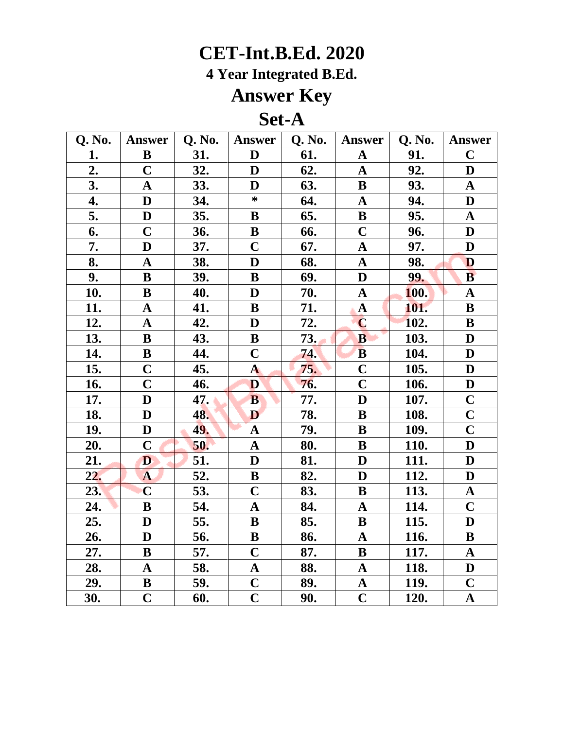# CET-Int.B.Ed. 2020

### 4 Year Integrated B.Ed.

## Answer Key

## Set-A

| Q. No. | Answer | Q. No. | Answer | Q. No. | Answer | Q. No. | Answer |
|---|---|---|---|---|---|---|---|
| 1. | B | 31. | D | 61. | A | 91. | C |
| 2. | C | 32. | D | 62. | A | 92. | D |
| 3. | A | 33. | D | 63. | B | 93. | A |
| 4. | D | 34. | * | 64. | A | 94. | D |
| 5. | D | 35. | B | 65. | B | 95. | A |
| 6. | C | 36. | B | 66. | C | 96. | D |
| 7. | D | 37. | C | 67. | A | 97. | D |
| 8. | A | 38. | D | 68. | A | 98. | D |
| 9. | B | 39. | B | 69. | D | 99. | B |
| 10. | B | 40. | D | 70. | A | 100. | A |
| 11. | A | 41. | B | 71. | A | 101. | B |
| 12. | A | 42. | D | 72. | C | 102. | B |
| 13. | B | 43. | B | 73. | B | 103. | D |
| 14. | B | 44. | C | 74. | B | 104. | D |
| 15. | C | 45. | A | 75. | C | 105. | D |
| 16. | C | 46. | D | 76. | C | 106. | D |
| 17. | D | 47. | B | 77. | D | 107. | C |
| 18. | D | 48. | D | 78. | B | 108. | C |
| 19. | D | 49. | A | 79. | B | 109. | C |
| 20. | C | 50. | A | 80. | B | 110. | D |
| 21. | D | 51. | D | 81. | D | 111. | D |
| 22. | A | 52. | B | 82. | D | 112. | D |
| 23. | C | 53. | C | 83. | B | 113. | A |
| 24. | B | 54. | A | 84. | A | 114. | C |
| 25. | D | 55. | B | 85. | B | 115. | D |
| 26. | D | 56. | B | 86. | A | 116. | B |
| 27. | B | 57. | C | 87. | B | 117. | A |
| 28. | A | 58. | A | 88. | A | 118. | D |
| 29. | B | 59. | C | 89. | A | 119. | C |
| 30. | C | 60. | C | 90. | C | 120. | A |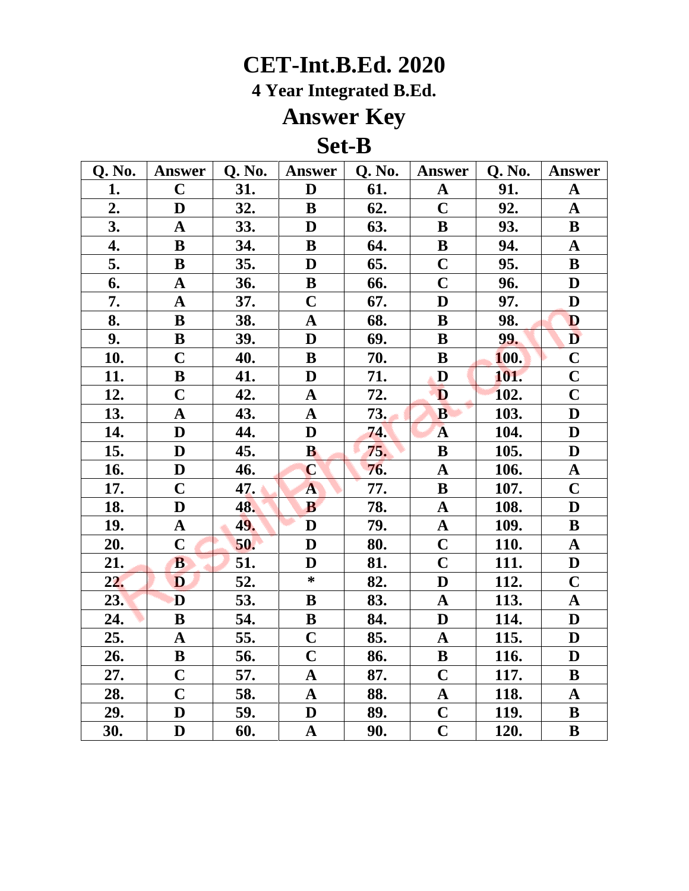# CET-Int.B.Ed. 2020

### 4 Year Integrated B.Ed.

## Answer Key

## Set-B

| Q. No. | Answer | Q. No. | Answer | Q. No. | Answer | Q. No. | Answer |
|---|---|---|---|---|---|---|---|
| 1. | C | 31. | D | 61. | A | 91. | A |
| 2. | D | 32. | B | 62. | C | 92. | A |
| 3. | A | 33. | D | 63. | B | 93. | B |
| 4. | B | 34. | B | 64. | B | 94. | A |
| 5. | B | 35. | D | 65. | C | 95. | B |
| 6. | A | 36. | B | 66. | C | 96. | D |
| 7. | A | 37. | C | 67. | D | 97. | D |
| 8. | B | 38. | A | 68. | B | 98. | D |
| 9. | B | 39. | D | 69. | B | 99. | D |
| 10. | C | 40. | B | 70. | B | 100. | C |
| 11. | B | 41. | D | 71. | D | 101. | C |
| 12. | C | 42. | A | 72. | D | 102. | C |
| 13. | A | 43. | A | 73. | B | 103. | D |
| 14. | D | 44. | D | 74. | A | 104. | D |
| 15. | D | 45. | B | 75. | B | 105. | D |
| 16. | D | 46. | C | 76. | A | 106. | A |
| 17. | C | 47. | A | 77. | B | 107. | C |
| 18. | D | 48. | B | 78. | A | 108. | D |
| 19. | A | 49. | D | 79. | A | 109. | B |
| 20. | C | 50. | D | 80. | C | 110. | A |
| 21. | B | 51. | D | 81. | C | 111. | D |
| 22. | D | 52. | * | 82. | D | 112. | C |
| 23. | D | 53. | B | 83. | A | 113. | A |
| 24. | B | 54. | B | 84. | D | 114. | D |
| 25. | A | 55. | C | 85. | A | 115. | D |
| 26. | B | 56. | C | 86. | B | 116. | D |
| 27. | C | 57. | A | 87. | C | 117. | B |
| 28. | C | 58. | A | 88. | A | 118. | A |
| 29. | D | 59. | D | 89. | C | 119. | B |
| 30. | D | 60. | A | 90. | C | 120. | B |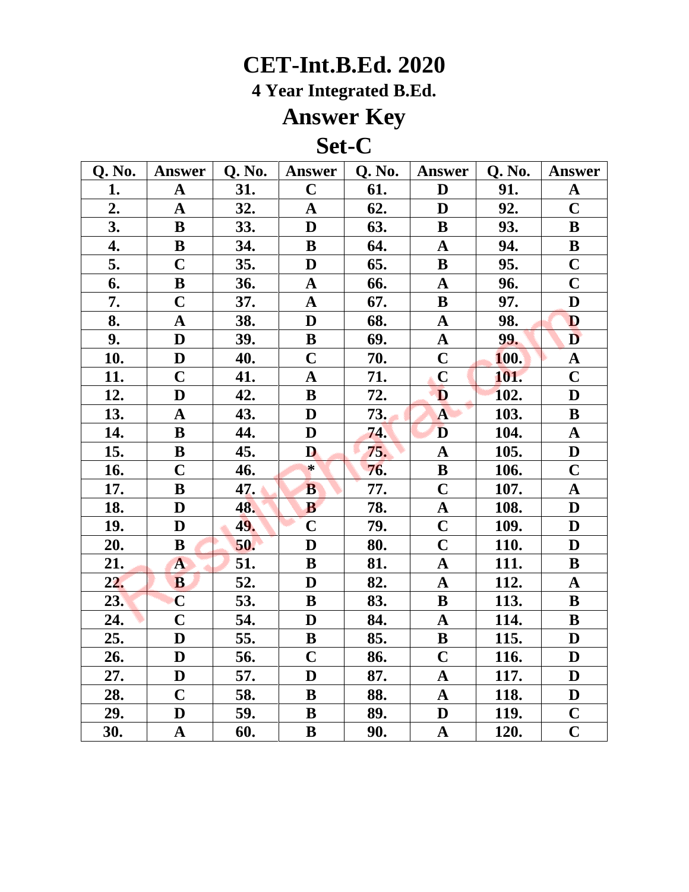# CET-Int.B.Ed. 2020

### 4 Year Integrated B.Ed.

## Answer Key

## Set-C

| Q. No. | Answer | Q. No. | Answer | Q. No. | Answer | Q. No. | Answer |
|---|---|---|---|---|---|---|---|
| 1. | A | 31. | C | 61. | D | 91. | A |
| 2. | A | 32. | A | 62. | D | 92. | C |
| 3. | B | 33. | D | 63. | B | 93. | B |
| 4. | B | 34. | B | 64. | A | 94. | B |
| 5. | C | 35. | D | 65. | B | 95. | C |
| 6. | B | 36. | A | 66. | A | 96. | C |
| 7. | C | 37. | A | 67. | B | 97. | D |
| 8. | A | 38. | D | 68. | A | 98. | D |
| 9. | D | 39. | B | 69. | A | 99. | D |
| 10. | D | 40. | C | 70. | C | 100. | A |
| 11. | C | 41. | A | 71. | C | 101. | C |
| 12. | D | 42. | B | 72. | D | 102. | D |
| 13. | A | 43. | D | 73. | A | 103. | B |
| 14. | B | 44. | D | 74. | D | 104. | A |
| 15. | B | 45. | D | 75. | A | 105. | D |
| 16. | C | 46. | * | 76. | B | 106. | C |
| 17. | B | 47. | B | 77. | C | 107. | A |
| 18. | D | 48. | B | 78. | A | 108. | D |
| 19. | D | 49. | C | 79. | C | 109. | D |
| 20. | B | 50. | D | 80. | C | 110. | D |
| 21. | A | 51. | B | 81. | A | 111. | B |
| 22. | B | 52. | D | 82. | A | 112. | A |
| 23. | C | 53. | B | 83. | B | 113. | B |
| 24. | C | 54. | D | 84. | A | 114. | B |
| 25. | D | 55. | B | 85. | B | 115. | D |
| 26. | D | 56. | C | 86. | C | 116. | D |
| 27. | D | 57. | D | 87. | A | 117. | D |
| 28. | C | 58. | B | 88. | A | 118. | D |
| 29. | D | 59. | B | 89. | D | 119. | C |
| 30. | A | 60. | B | 90. | A | 120. | C |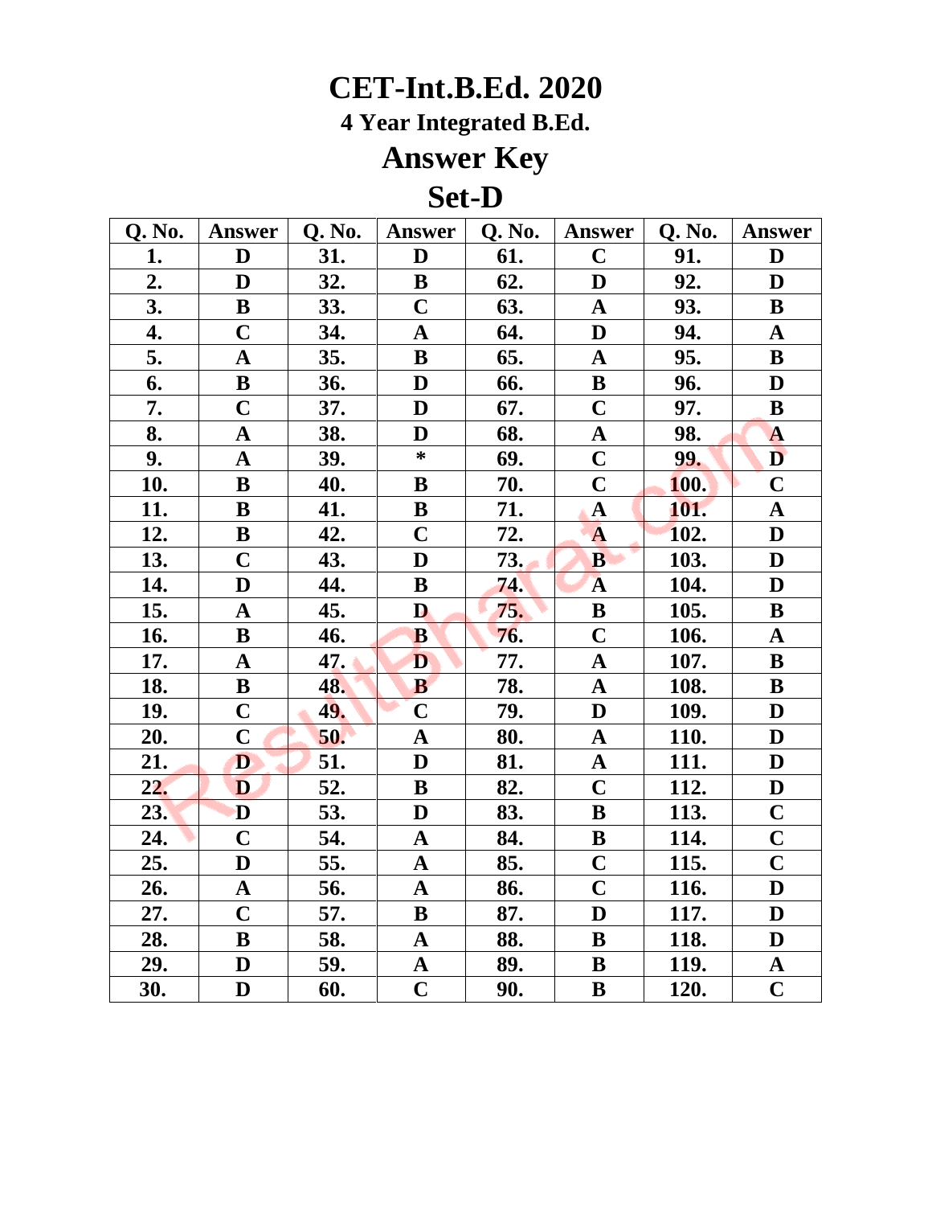# CET-Int.B.Ed. 2020

### 4 Year Integrated B.Ed.

## Answer Key

## Set-D

| Q. No. | Answer | Q. No. | Answer | Q. No. | Answer | Q. No. | Answer |
|---|---|---|---|---|---|---|---|
| 1. | D | 31. | D | 61. | C | 91. | D |
| 2. | D | 32. | B | 62. | D | 92. | D |
| 3. | B | 33. | C | 63. | A | 93. | B |
| 4. | C | 34. | A | 64. | D | 94. | A |
| 5. | A | 35. | B | 65. | A | 95. | B |
| 6. | B | 36. | D | 66. | B | 96. | D |
| 7. | C | 37. | D | 67. | C | 97. | B |
| 8. | A | 38. | D | 68. | A | 98. | A |
| 9. | A | 39. | * | 69. | C | 99. | D |
| 10. | B | 40. | B | 70. | C | 100. | C |
| 11. | B | 41. | B | 71. | A | 101. | A |
| 12. | B | 42. | C | 72. | A | 102. | D |
| 13. | C | 43. | D | 73. | B | 103. | D |
| 14. | D | 44. | B | 74. | A | 104. | D |
| 15. | A | 45. | D | 75. | B | 105. | B |
| 16. | B | 46. | B | 76. | C | 106. | A |
| 17. | A | 47. | D | 77. | A | 107. | B |
| 18. | B | 48. | B | 78. | A | 108. | B |
| 19. | C | 49. | C | 79. | D | 109. | D |
| 20. | C | 50. | A | 80. | A | 110. | D |
| 21. | D | 51. | D | 81. | A | 111. | D |
| 22. | D | 52. | B | 82. | C | 112. | D |
| 23. | D | 53. | D | 83. | B | 113. | C |
| 24. | C | 54. | A | 84. | B | 114. | C |
| 25. | D | 55. | A | 85. | C | 115. | C |
| 26. | A | 56. | A | 86. | C | 116. | D |
| 27. | C | 57. | B | 87. | D | 117. | D |
| 28. | B | 58. | A | 88. | B | 118. | D |
| 29. | D | 59. | A | 89. | B | 119. | A |
| 30. | D | 60. | C | 90. | B | 120. | C |